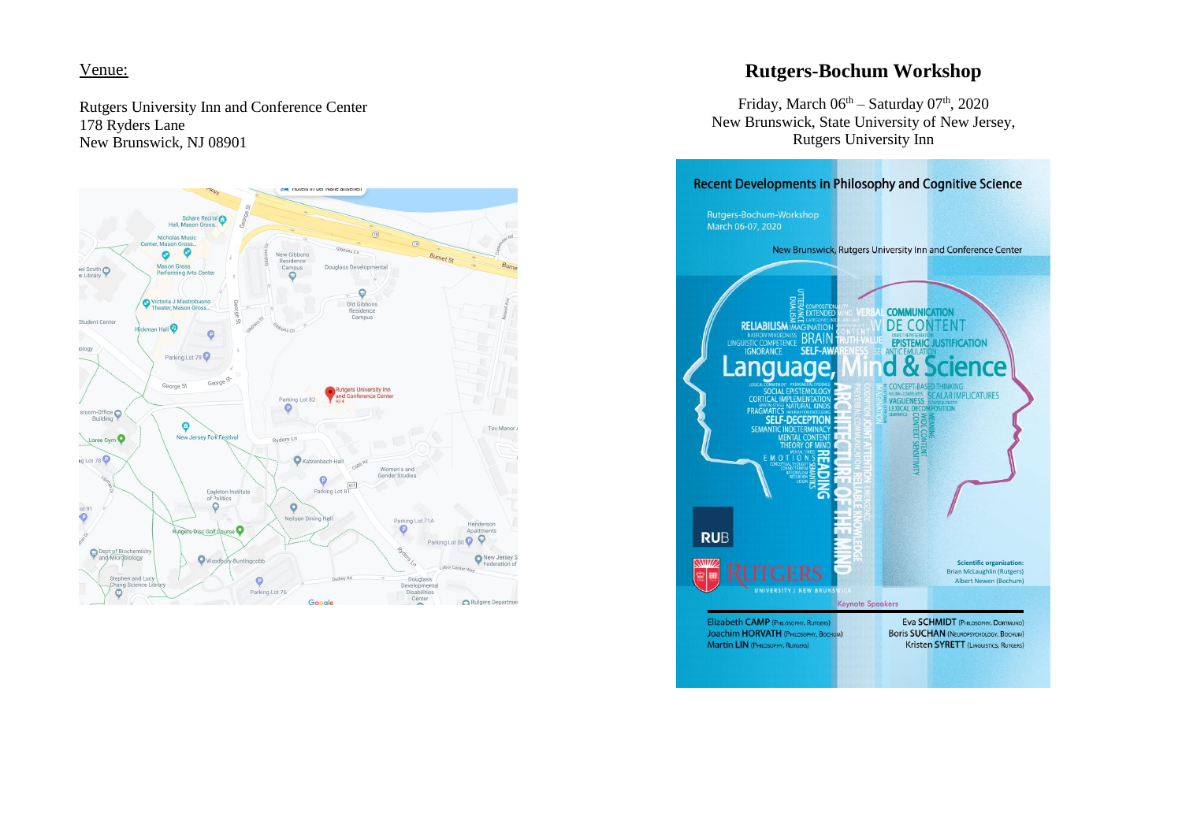Venue:

Rutgers University Inn and Conference Center
178 Ryders Lane
New Brunswick, NJ 08901

# Rutgers-Bochum Workshop

Friday, March 06th – Saturday 07th, 2020
New Brunswick, State University of New Jersey,
Rutgers University Inn

## Recent Developments in Philosophy and Cognitive Science

Rutgers-Bochum-Workshop
March 06-07, 2020

New Brunswick, Rutgers University Inn and Conference Center

Language, Mind & Science

Scientific organization:
Brian McLaughlin (Rutgers)
Albert Newen (Bochum)

Keynote Speakers

Elizabeth CAMP (Philosophy, Rutgers)
Joachim HORVATH (Philosophy, Bochum)
Martin LIN (Philosophy, Rutgers)
Eva SCHMIDT (Philosophy, Dortmund)
Boris SUCHAN (Neuropsychology, Bochum)
Kristen SYRETT (Linguistics, Rutgers)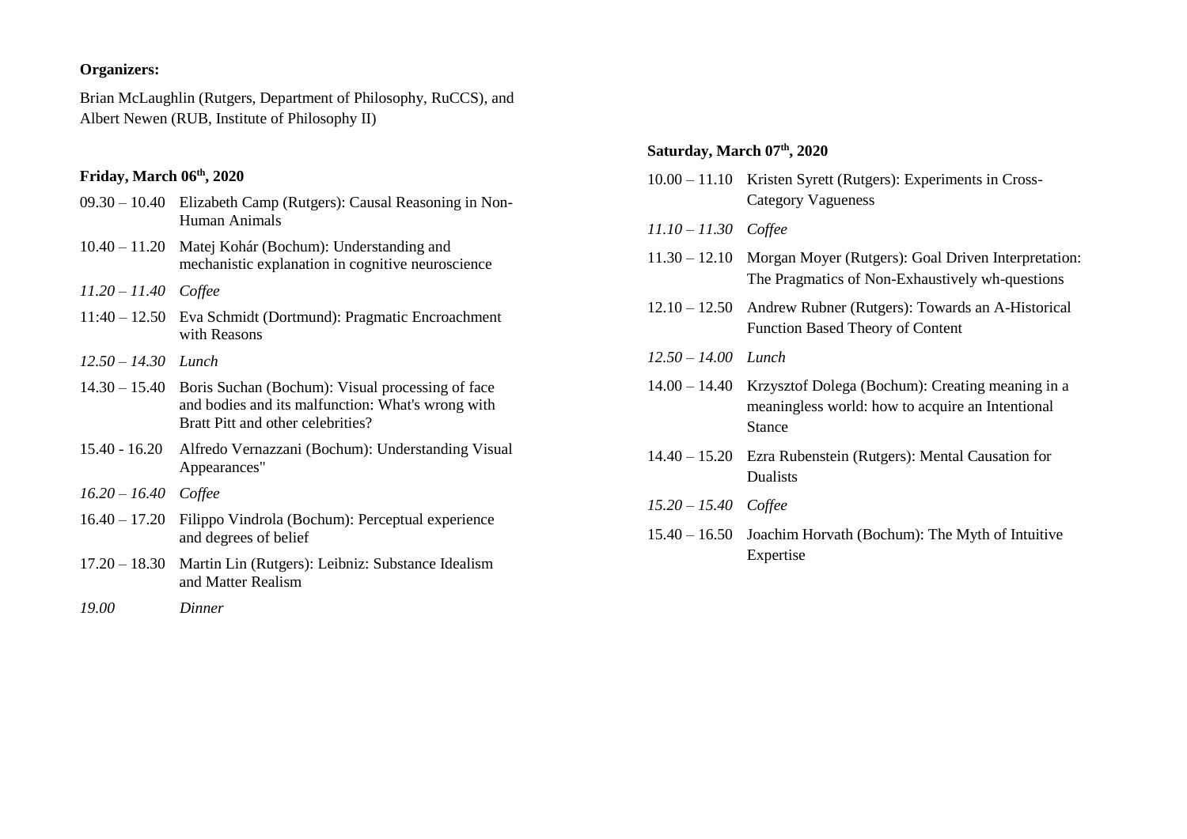**Organizers:**

Brian McLaughlin (Rutgers, Department of Philosophy, RuCCS), and Albert Newen (RUB, Institute of Philosophy II)

**Friday, March 06th, 2020**

| | |
|---|---|
| 09.30 – 10.40 | Elizabeth Camp (Rutgers): Causal Reasoning in Non-Human Animals |
| 10.40 – 11.20 | Matej Kohár (Bochum): Understanding and mechanistic explanation in cognitive neuroscience |
| *11.20 – 11.40* | *Coffee* |
| 11:40 – 12.50 | Eva Schmidt (Dortmund): Pragmatic Encroachment with Reasons |
| *12.50 – 14.30* | *Lunch* |
| 14.30 – 15.40 | Boris Suchan (Bochum): Visual processing of face and bodies and its malfunction: What's wrong with Bratt Pitt and other celebrities? |
| 15.40 - 16.20 | Alfredo Vernazzani (Bochum): Understanding Visual Appearances" |
| *16.20 – 16.40* | *Coffee* |
| 16.40 – 17.20 | Filippo Vindrola (Bochum): Perceptual experience and degrees of belief |
| 17.20 – 18.30 | Martin Lin (Rutgers): Leibniz: Substance Idealism and Matter Realism |
| *19.00* | *Dinner* |

**Saturday, March 07th, 2020**

| | |
|---|---|
| 10.00 – 11.10 | Kristen Syrett (Rutgers): Experiments in Cross-Category Vagueness |
| *11.10 – 11.30* | *Coffee* |
| 11.30 – 12.10 | Morgan Moyer (Rutgers): Goal Driven Interpretation: The Pragmatics of Non-Exhaustively wh-questions |
| 12.10 – 12.50 | Andrew Rubner (Rutgers): Towards an A-Historical Function Based Theory of Content |
| *12.50 – 14.00* | *Lunch* |
| 14.00 – 14.40 | Krzysztof Dolega (Bochum): Creating meaning in a meaningless world: how to acquire an Intentional Stance |
| 14.40 – 15.20 | Ezra Rubenstein (Rutgers): Mental Causation for Dualists |
| *15.20 – 15.40* | *Coffee* |
| 15.40 – 16.50 | Joachim Horvath (Bochum): The Myth of Intuitive Expertise |